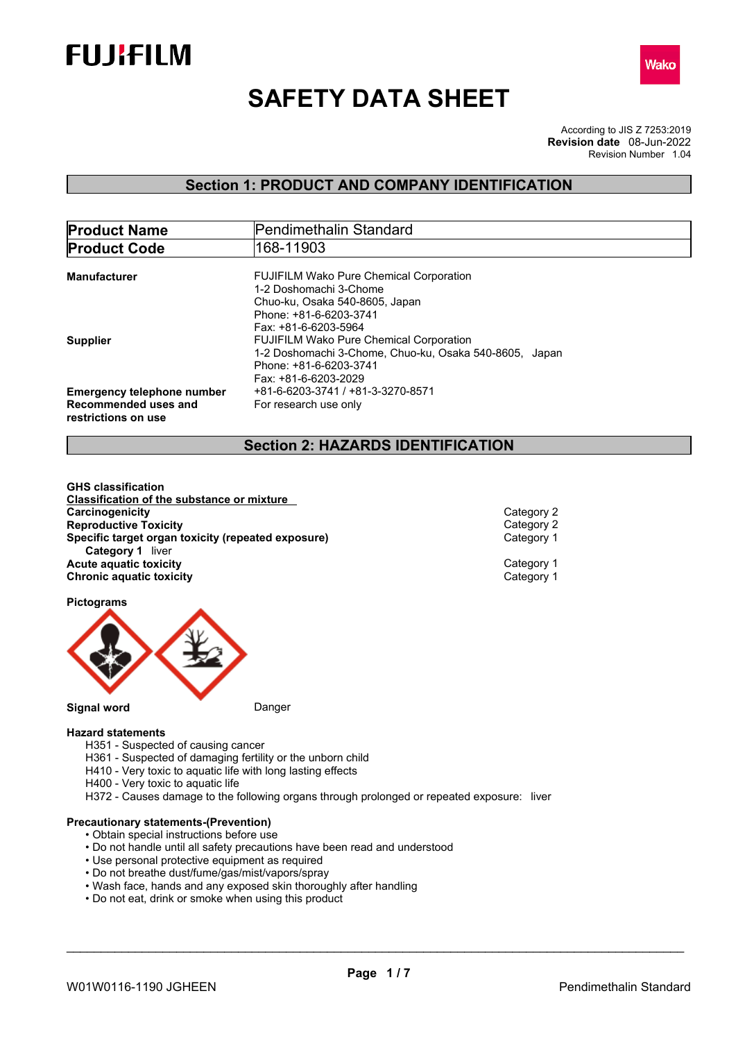FUJIFILM

Wako

# SAFETY DATA SHEET

According to JIS Z 7253:2019
**Revision date** 08-Jun-2022
Revision Number 1.04

## Section 1: PRODUCT AND COMPANY IDENTIFICATION

| **Product Name** | Pendimethalin Standard |
|---|---|
| **Product Code** | 168-11903 |

**Manufacturer**
FUJIFILM Wako Pure Chemical Corporation
1-2 Doshomachi 3-Chome
Chuo-ku, Osaka 540-8605, Japan
Phone: +81-6-6203-3741
Fax: +81-6-6203-5964

**Supplier**
FUJIFILM Wako Pure Chemical Corporation
1-2 Doshomachi 3-Chome, Chuo-ku, Osaka 540-8605, Japan
Phone: +81-6-6203-3741
Fax: +81-6-6203-2029

**Emergency telephone number** +81-6-6203-3741 / +81-3-3270-8571

**Recommended uses and restrictions on use** For research use only

## Section 2: HAZARDS IDENTIFICATION

**GHS classification**

**Classification of the substance or mixture**

| | |
|---|---|
| **Carcinogenicity** | Category 2 |
| **Reproductive Toxicity** | Category 2 |
| **Specific target organ toxicity (repeated exposure)** | Category 1 |
| **Category 1** liver | |
| **Acute aquatic toxicity** | Category 1 |
| **Chronic aquatic toxicity** | Category 1 |

**Pictograms**

**Signal word** Danger

**Hazard statements**

H351 - Suspected of causing cancer
H361 - Suspected of damaging fertility or the unborn child
H410 - Very toxic to aquatic life with long lasting effects
H400 - Very toxic to aquatic life
H372 - Causes damage to the following organs through prolonged or repeated exposure: liver

**Precautionary statements-(Prevention)**

- Obtain special instructions before use
- Do not handle until all safety precautions have been read and understood
- Use personal protective equipment as required
- Do not breathe dust/fume/gas/mist/vapors/spray
- Wash face, hands and any exposed skin thoroughly after handling
- Do not eat, drink or smoke when using this product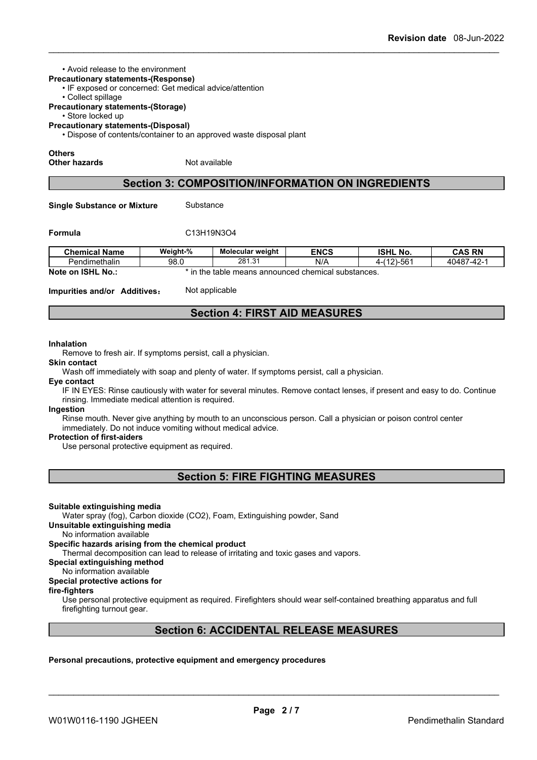• Avoid release to the environment

**Precautionary statements-(Response)**

• IF exposed or concerned: Get medical advice/attention
• Collect spillage

**Precautionary statements-(Storage)**

• Store locked up

**Precautionary statements-(Disposal)**

• Dispose of contents/container to an approved waste disposal plant

**Others**

**Other hazards** Not available

## Section 3: COMPOSITION/INFORMATION ON INGREDIENTS

**Single Substance or Mixture** Substance

**Formula** $C_{13}H_{19}N_3O_4$

| Chemical Name | Weight-% | Molecular weight | ENCS | ISHL No. | CAS RN |
|---|---|---|---|---|---|
| Pendimethalin | 98.0 | 281.31 | N/A | 4-(12)-561 | 40487-42-1 |

**Note on ISHL No.:** * in the table means announced chemical substances.

**Impurities and/or Additives:** Not applicable

## Section 4: FIRST AID MEASURES

**Inhalation**

Remove to fresh air. If symptoms persist, call a physician.

**Skin contact**

Wash off immediately with soap and plenty of water. If symptoms persist, call a physician.

**Eye contact**

IF IN EYES: Rinse cautiously with water for several minutes. Remove contact lenses, if present and easy to do. Continue rinsing. Immediate medical attention is required.

**Ingestion**

Rinse mouth. Never give anything by mouth to an unconscious person. Call a physician or poison control center immediately. Do not induce vomiting without medical advice.

**Protection of first-aiders**

Use personal protective equipment as required.

## Section 5: FIRE FIGHTING MEASURES

**Suitable extinguishing media**

Water spray (fog), Carbon dioxide ($CO_2$), Foam, Extinguishing powder, Sand

**Unsuitable extinguishing media**

No information available

**Specific hazards arising from the chemical product**

Thermal decomposition can lead to release of irritating and toxic gases and vapors.

**Special extinguishing method**

No information available

**Special protective actions for fire-fighters**

Use personal protective equipment as required. Firefighters should wear self-contained breathing apparatus and full firefighting turnout gear.

## Section 6: ACCIDENTAL RELEASE MEASURES

**Personal precautions, protective equipment and emergency procedures**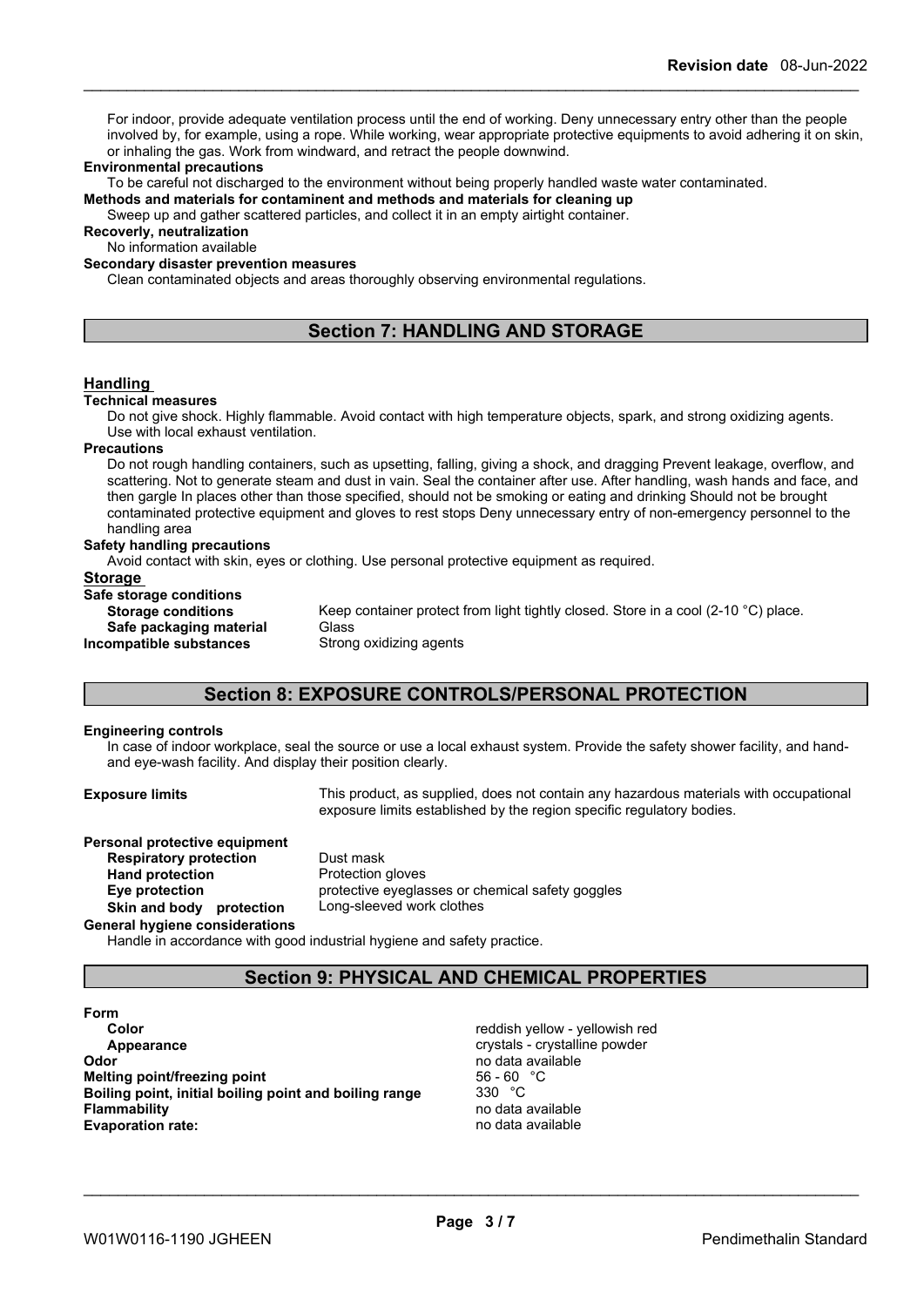For indoor, provide adequate ventilation process until the end of working. Deny unnecessary entry other than the people involved by, for example, using a rope. While working, wear appropriate protective equipments to avoid adhering it on skin, or inhaling the gas. Work from windward, and retract the people downwind.

**Environmental precautions**

To be careful not discharged to the environment without being properly handled waste water contaminated.

**Methods and materials for contaminent and methods and materials for cleaning up**

Sweep up and gather scattered particles, and collect it in an empty airtight container.

**Recoverly, neutralization**

No information available

**Secondary disaster prevention measures**

Clean contaminated objects and areas thoroughly observing environmental regulations.

## Section 7: HANDLING AND STORAGE

### Handling

**Technical measures**

Do not give shock. Highly flammable. Avoid contact with high temperature objects, spark, and strong oxidizing agents. Use with local exhaust ventilation.

**Precautions**

Do not rough handling containers, such as upsetting, falling, giving a shock, and dragging Prevent leakage, overflow, and scattering. Not to generate steam and dust in vain. Seal the container after use. After handling, wash hands and face, and then gargle In places other than those specified, should not be smoking or eating and drinking Should not be brought contaminated protective equipment and gloves to rest stops Deny unnecessary entry of non-emergency personnel to the handling area

**Safety handling precautions**

Avoid contact with skin, eyes or clothing. Use personal protective equipment as required.

### Storage

**Safe storage conditions**

**Storage conditions** Keep container protect from light tightly closed. Store in a cool (2-10 °C) place.

**Safe packaging material** Glass

**Incompatible substances** Strong oxidizing agents

## Section 8: EXPOSURE CONTROLS/PERSONAL PROTECTION

**Engineering controls**

In case of indoor workplace, seal the source or use a local exhaust system. Provide the safety shower facility, and hand- and eye-wash facility. And display their position clearly.

**Exposure limits** This product, as supplied, does not contain any hazardous materials with occupational exposure limits established by the region specific regulatory bodies.

**Personal protective equipment**

**Respiratory protection** Dust mask

**Hand protection** Protection gloves

**Eye protection** protective eyeglasses or chemical safety goggles

**Skin and body protection** Long-sleeved work clothes

**General hygiene considerations**

Handle in accordance with good industrial hygiene and safety practice.

## Section 9: PHYSICAL AND CHEMICAL PROPERTIES

**Form**

**Color** reddish yellow - yellowish red

**Appearance** crystals - crystalline powder

**Odor** no data available

**Melting point/freezing point** 56 - 60 °C

**Boiling point, initial boiling point and boiling range** 330 °C

**Flammability** no data available

**Evaporation rate:** no data available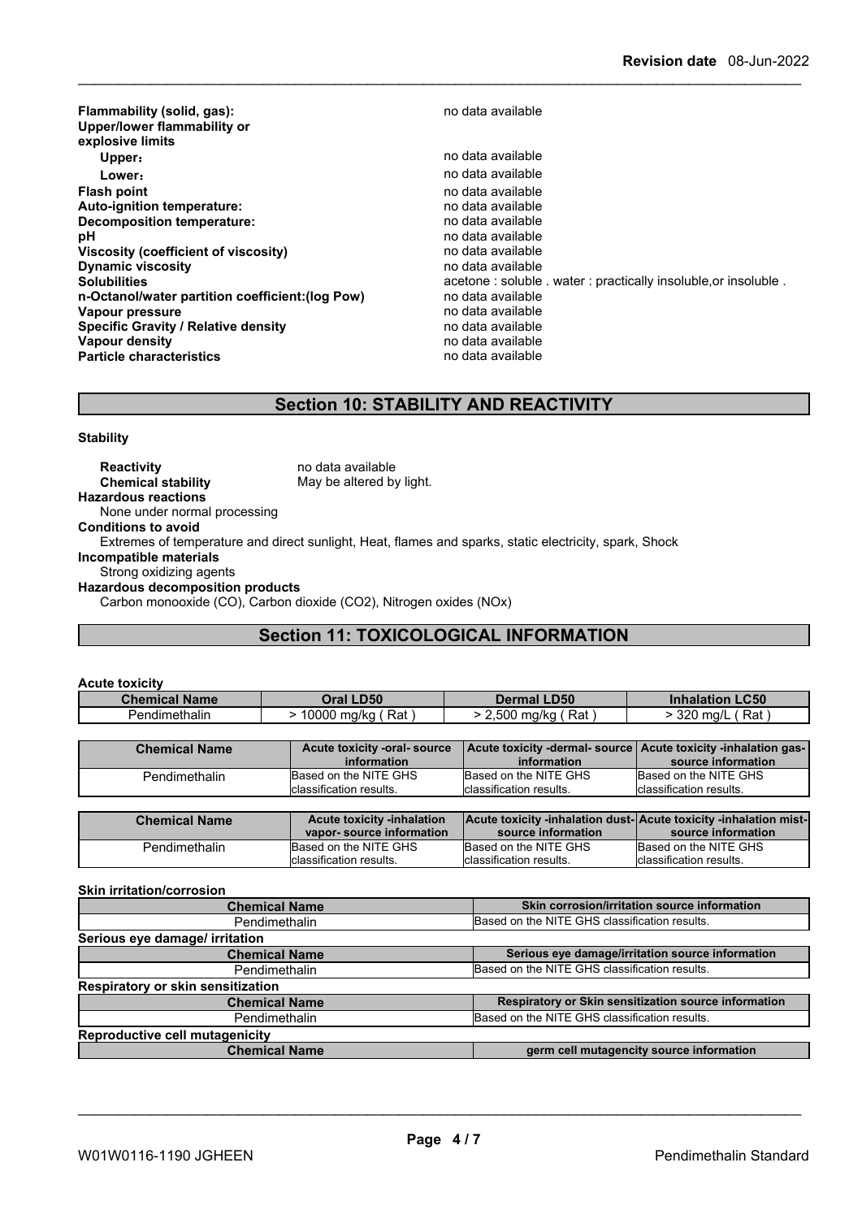| | |
|---|---|
| **Flammability (solid, gas):** | no data available |
| **Upper/lower flammability or explosive limits** | |
| **Upper:** | no data available |
| **Lower:** | no data available |
| **Flash point** | no data available |
| **Auto-ignition temperature:** | no data available |
| **Decomposition temperature:** | no data available |
| **pH** | no data available |
| **Viscosity (coefficient of viscosity)** | no data available |
| **Dynamic viscosity** | no data available |
| **Solubilities** | acetone : soluble . water : practically insoluble,or insoluble . |
| **n-Octanol/water partition coefficient:(log Pow)** | no data available |
| **Vapour pressure** | no data available |
| **Specific Gravity / Relative density** | no data available |
| **Vapour density** | no data available |
| **Particle characteristics** | no data available |

## Section 10: STABILITY AND REACTIVITY

**Stability**

**Reactivity** no data available
**Chemical stability** May be altered by light.

**Hazardous reactions**
None under normal processing

**Conditions to avoid**
Extremes of temperature and direct sunlight, Heat, flames and sparks, static electricity, spark, Shock

**Incompatible materials**
Strong oxidizing agents

**Hazardous decomposition products**
Carbon monooxide (CO), Carbon dioxide ($CO_2$), Nitrogen oxides (NOx)

## Section 11: TOXICOLOGICAL INFORMATION

**Acute toxicity**

| Chemical Name | Oral LD50 | Dermal LD50 | Inhalation LC50 |
|---|---|---|---|
| Pendimethalin | > 10000 mg/kg ( Rat ) | > 2,500 mg/kg ( Rat ) | > 320 mg/L ( Rat ) |

| Chemical Name | Acute toxicity -oral- source information | Acute toxicity -dermal- source information | Acute toxicity -inhalation gas- source information |
|---|---|---|---|
| Pendimethalin | Based on the NITE GHS classification results. | Based on the NITE GHS classification results. | Based on the NITE GHS classification results. |

| Chemical Name | Acute toxicity -inhalation vapor- source information | Acute toxicity -inhalation dust- source information | Acute toxicity -inhalation mist- source information |
|---|---|---|---|
| Pendimethalin | Based on the NITE GHS classification results. | Based on the NITE GHS classification results. | Based on the NITE GHS classification results. |

**Skin irritation/corrosion**

| Chemical Name | Skin corrosion/irritation source information |
|---|---|
| Pendimethalin | Based on the NITE GHS classification results. |

**Serious eye damage/ irritation**

| Chemical Name | Serious eye damage/irritation source information |
|---|---|
| Pendimethalin | Based on the NITE GHS classification results. |

**Respiratory or skin sensitization**

| Chemical Name | Respiratory or Skin sensitization source information |
|---|---|
| Pendimethalin | Based on the NITE GHS classification results. |

**Reproductive cell mutagenicity**

| Chemical Name | germ cell mutagencity source information |
|---|---|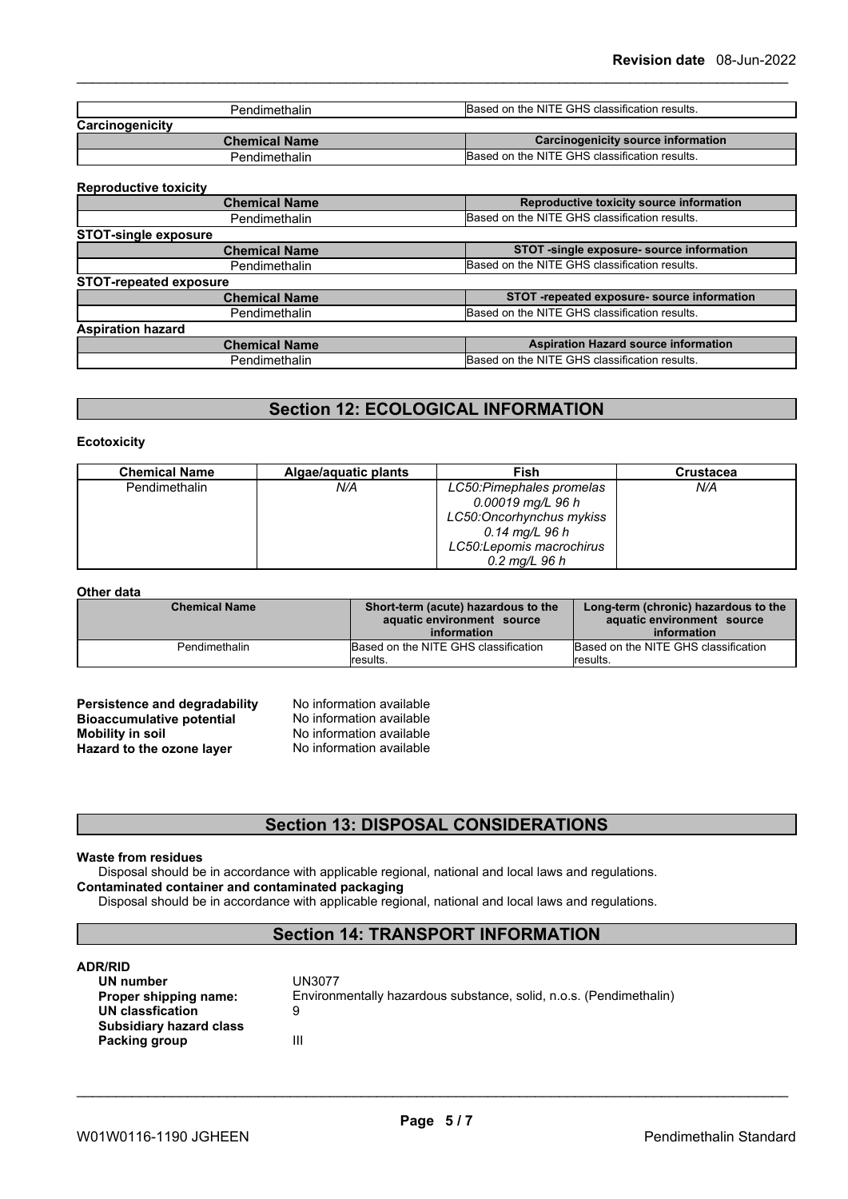| Pendimethalin | Based on the NITE GHS classification results. |
|---|---|

**Carcinogenicity**

| Chemical Name | Carcinogenicity source information |
|---|---|
| Pendimethalin | Based on the NITE GHS classification results. |

**Reproductive toxicity**

| Chemical Name | Reproductive toxicity source information |
|---|---|
| Pendimethalin | Based on the NITE GHS classification results. |

**STOT-single exposure**

| Chemical Name | STOT -single exposure- source information |
|---|---|
| Pendimethalin | Based on the NITE GHS classification results. |

**STOT-repeated exposure**

| Chemical Name | STOT -repeated exposure- source information |
|---|---|
| Pendimethalin | Based on the NITE GHS classification results. |

**Aspiration hazard**

| Chemical Name | Aspiration Hazard source information |
|---|---|
| Pendimethalin | Based on the NITE GHS classification results. |

## Section 12: ECOLOGICAL INFORMATION

**Ecotoxicity**

| Chemical Name | Algae/aquatic plants | Fish | Crustacea |
|---|---|---|---|
| Pendimethalin | *N/A* | *LC50:Pimephales promelas 0.00019 mg/L 96 h* *LC50:Oncorhynchus mykiss 0.14 mg/L 96 h* *LC50:Lepomis macrochirus 0.2 mg/L 96 h* | *N/A* |

**Other data**

| Chemical Name | Short-term (acute) hazardous to the aquatic environment source information | Long-term (chronic) hazardous to the aquatic environment source information |
|---|---|---|
| Pendimethalin | Based on the NITE GHS classification results. | Based on the NITE GHS classification results. |

**Persistence and degradability** No information available
**Bioaccumulative potential** No information available
**Mobility in soil** No information available
**Hazard to the ozone layer** No information available

## Section 13: DISPOSAL CONSIDERATIONS

**Waste from residues**
Disposal should be in accordance with applicable regional, national and local laws and regulations.
**Contaminated container and contaminated packaging**
Disposal should be in accordance with applicable regional, national and local laws and regulations.

## Section 14: TRANSPORT INFORMATION

**ADR/RID**

**UN number** UN3077
**Proper shipping name:** Environmentally hazardous substance, solid, n.o.s. (Pendimethalin)
**UN classfication** 9
**Subsidiary hazard class**
**Packing group** III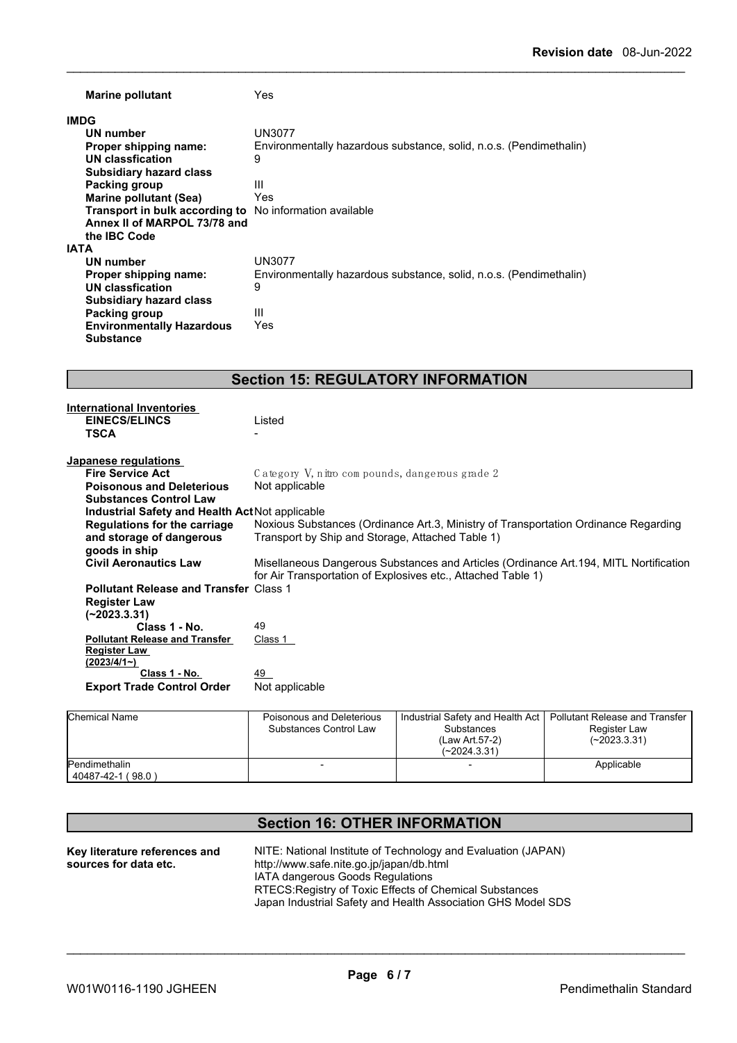| | |
|---|---|
| **Marine pollutant** | Yes |

**IMDG**

| | |
|---|---|
| **UN number** | UN3077 |
| **Proper shipping name:** | Environmentally hazardous substance, solid, n.o.s. (Pendimethalin) |
| **UN classfication** | 9 |
| **Subsidiary hazard class** | |
| **Packing group** | III |
| **Marine pollutant (Sea)** | Yes |
| **Transport in bulk according to Annex II of MARPOL 73/78 and the IBC Code** | No information available |

**IATA**

| | |
|---|---|
| **UN number** | UN3077 |
| **Proper shipping name:** | Environmentally hazardous substance, solid, n.o.s. (Pendimethalin) |
| **UN classfication** | 9 |
| **Subsidiary hazard class** | |
| **Packing group** | III |
| **Environmentally Hazardous Substance** | Yes |

## Section 15: REGULATORY INFORMATION

**International Inventories**

| | |
|---|---|
| **EINECS/ELINCS** | Listed |
| **TSCA** | - |

**Japanese regulations**

| | |
|---|---|
| **Fire Service Act** | Category V, nitro compounds, dangerous grade 2 |
| **Poisonous and Deleterious Substances Control Law** | Not applicable |
| **Industrial Safety and Health Act** | Not applicable |
| **Regulations for the carriage and storage of dangerous goods in ship** | Noxious Substances (Ordinance Art.3, Ministry of Transportation Ordinance Regarding Transport by Ship and Storage, Attached Table 1) |
| **Civil Aeronautics Law** | Misellaneous Dangerous Substances and Articles (Ordinance Art.194, MITL Nortification for Air Transportation of Explosives etc., Attached Table 1) |
| **Pollutant Release and Transfer Register Law (~2023.3.31)** | Class 1 |
| **Class 1 - No.** | 49 |
| **Pollutant Release and Transfer Register Law (2023/4/1~)** | Class 1 |
| **Class 1 - No.** | 49 |
| **Export Trade Control Order** | Not applicable |

| Chemical Name | Poisonous and Deleterious Substances Control Law | Industrial Safety and Health Act Substances (Law Art.57-2) (~2024.3.31) | Pollutant Release and Transfer Register Law (~2023.3.31) |
|---|---|---|---|
| Pendimethalin 40487-42-1 ( 98.0 ) | - | - | Applicable |

## Section 16: OTHER INFORMATION

**Key literature references and sources for data etc.**

NITE: National Institute of Technology and Evaluation (JAPAN)
http://www.safe.nite.go.jp/japan/db.html
IATA dangerous Goods Regulations
RTECS:Registry of Toxic Effects of Chemical Substances
Japan Industrial Safety and Health Association GHS Model SDS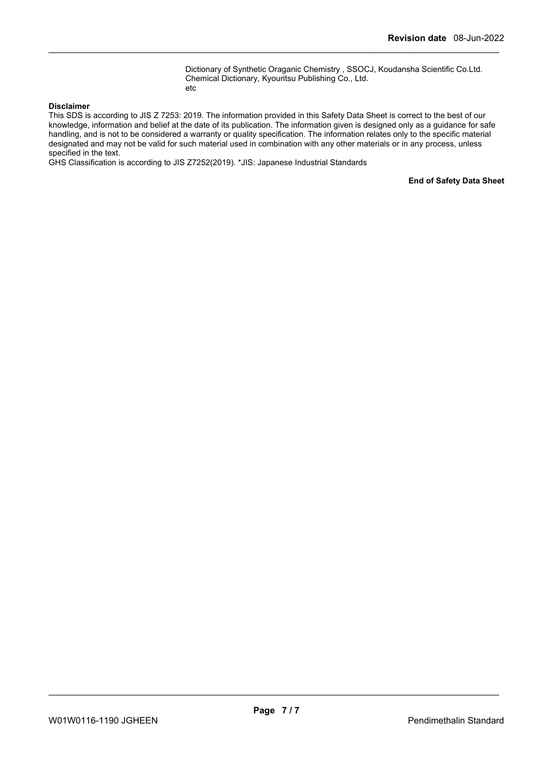Dictionary of Synthetic Oraganic Chemistry , SSOCJ, Koudansha Scientific Co.Ltd.
Chemical Dictionary, Kyouritsu Publishing Co., Ltd.
etc

**Disclaimer**

This SDS is according to JIS Z 7253: 2019. The information provided in this Safety Data Sheet is correct to the best of our knowledge, information and belief at the date of its publication. The information given is designed only as a guidance for safe handling, and is not to be considered a warranty or quality specification. The information relates only to the specific material designated and may not be valid for such material used in combination with any other materials or in any process, unless specified in the text.

GHS Classification is according to JIS Z7252(2019). *JIS: Japanese Industrial Standards

**End of Safety Data Sheet**